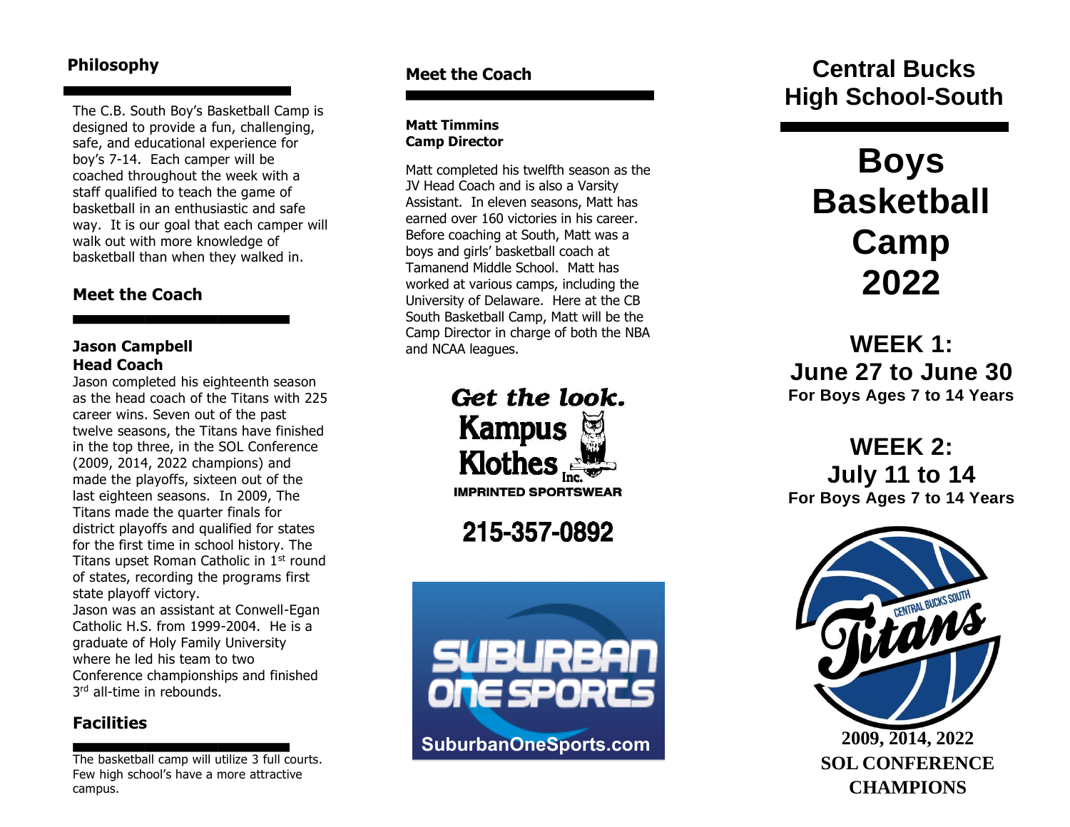## Philosophy

The C.B. South Boy's Basketball Camp is designed to provide a fun, challenging, safe, and educational experience for boy's 7-14. Each camper will be coached throughout the week with a staff qualified to teach the game of basketball in an enthusiastic and safe way. It is our goal that each camper will walk out with more knowledge of basketball than when they walked in.

## Meet the Coach

**Jason Campbell**
**Head Coach**

Jason completed his eighteenth season as the head coach of the Titans with 225 career wins. Seven out of the past twelve seasons, the Titans have finished in the top three, in the SOL Conference (2009, 2014, 2022 champions) and made the playoffs, sixteen out of the last eighteen seasons. In 2009, The Titans made the quarter finals for district playoffs and qualified for states for the first time in school history. The Titans upset Roman Catholic in 1st round of states, recording the programs first state playoff victory.

Jason was an assistant at Conwell-Egan Catholic H.S. from 1999-2004. He is a graduate of Holy Family University where he led his team to two Conference championships and finished 3rd all-time in rebounds.

## Facilities

The basketball camp will utilize 3 full courts. Few high school's have a more attractive campus.

## Meet the Coach

**Matt Timmins**
**Camp Director**

Matt completed his twelfth season as the JV Head Coach and is also a Varsity Assistant. In eleven seasons, Matt has earned over 160 victories in his career. Before coaching at South, Matt was a boys and girls' basketball coach at Tamanend Middle School. Matt has worked at various camps, including the University of Delaware. Here at the CB South Basketball Camp, Matt will be the Camp Director in charge of both the NBA and NCAA leagues.

*Get the look.*
**Kampus Klothes Inc.**
**IMPRINTED SPORTSWEAR**

**215-357-0892**

**SUBURBAN ONE SPORTS**
**SuburbanOneSports.com**

# Central Bucks High School-South

# Boys Basketball Camp 2022

## WEEK 1: June 27 to June 30
**For Boys Ages 7 to 14 Years**

## WEEK 2: July 11 to 14
**For Boys Ages 7 to 14 Years**

CENTRAL BUCKS SOUTH Titans

**2009, 2014, 2022 SOL CONFERENCE CHAMPIONS**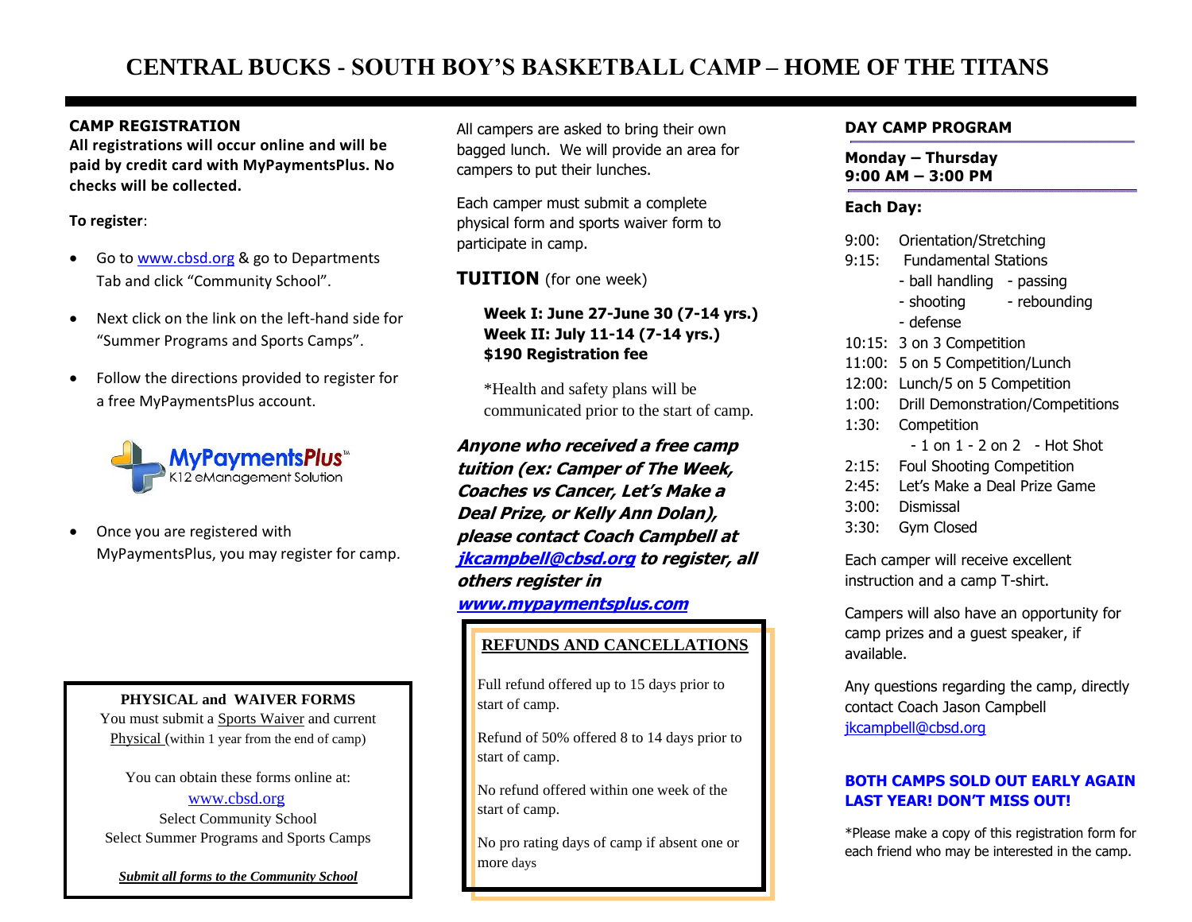# CENTRAL BUCKS - SOUTH BOY'S BASKETBALL CAMP – HOME OF THE TITANS

## CAMP REGISTRATION

**All registrations will occur online and will be paid by credit card with MyPaymentsPlus. No checks will be collected.**

**To register**:

- Go to www.cbsd.org & go to Departments Tab and click "Community School".
- Next click on the link on the left-hand side for "Summer Programs and Sports Camps".
- Follow the directions provided to register for a free MyPaymentsPlus account.

MyPaymentsPlus K12 eManagement Solution

- Once you are registered with MyPaymentsPlus, you may register for camp.

**PHYSICAL and WAIVER FORMS**

You must submit a Sports Waiver and current Physical (within 1 year from the end of camp)

You can obtain these forms online at:
www.cbsd.org
Select Community School
Select Summer Programs and Sports Camps

***Submit all forms to the Community School***

All campers are asked to bring their own bagged lunch. We will provide an area for campers to put their lunches.

Each camper must submit a complete physical form and sports waiver form to participate in camp.

## TUITION (for one week)

**Week I: June 27-June 30 (7-14 yrs.)**
**Week II: July 11-14 (7-14 yrs.)**
**$190 Registration fee**

*Health and safety plans will be communicated prior to the start of camp.

***Anyone who received a free camp tuition (ex: Camper of The Week, Coaches vs Cancer, Let's Make a Deal Prize, or Kelly Ann Dolan), please contact Coach Campbell at jkcampbell@cbsd.org to register, all others register in www.mypaymentsplus.com***

**REFUNDS AND CANCELLATIONS**

Full refund offered up to 15 days prior to start of camp.

Refund of 50% offered 8 to 14 days prior to start of camp.

No refund offered within one week of the start of camp.

No pro rating days of camp if absent one or more days

## DAY CAMP PROGRAM

**Monday – Thursday**
**9:00 AM – 3:00 PM**

**Each Day:**

9:00: Orientation/Stretching
9:15: Fundamental Stations
- ball handling - passing
- shooting - rebounding
- defense

10:15: 3 on 3 Competition
11:00: 5 on 5 Competition/Lunch
12:00: Lunch/5 on 5 Competition
1:00: Drill Demonstration/Competitions
1:30: Competition
- 1 on 1 - 2 on 2 - Hot Shot

2:15: Foul Shooting Competition
2:45: Let's Make a Deal Prize Game
3:00: Dismissal
3:30: Gym Closed

Each camper will receive excellent instruction and a camp T-shirt.

Campers will also have an opportunity for camp prizes and a guest speaker, if available.

Any questions regarding the camp, directly contact Coach Jason Campbell jkcampbell@cbsd.org

**BOTH CAMPS SOLD OUT EARLY AGAIN LAST YEAR! DON'T MISS OUT!**

*Please make a copy of this registration form for each friend who may be interested in the camp.